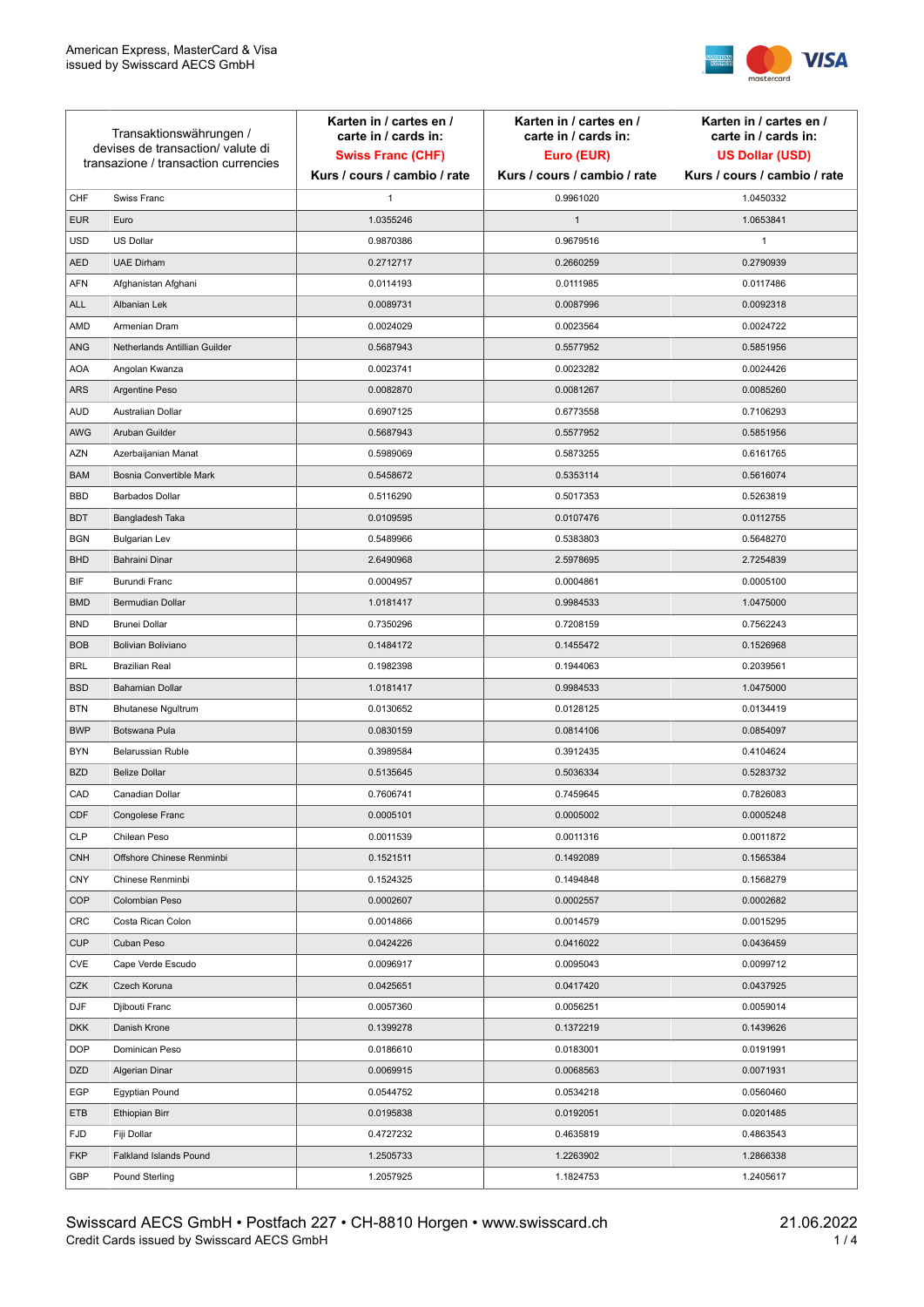American Express, MasterCard & Visa
issued by Swisscard AECS GmbH

| Transaktionswährungen / devises de transaction/ valute di transazione / transaction currencies | | Karten in / cartes en / carte in / cards in: **Swiss Franc (CHF)** Kurs / cours / cambio / rate | Karten in / cartes en / carte in / cards in: **Euro (EUR)** Kurs / cours / cambio / rate | Karten in / cartes en / carte in / cards in: **US Dollar (USD)** Kurs / cours / cambio / rate |
|---|---|---|---|---|
| CHF | Swiss Franc | 1 | 0.9961020 | 1.0450332 |
| EUR | Euro | 1.0355246 | 1 | 1.0653841 |
| USD | US Dollar | 0.9870386 | 0.9679516 | 1 |
| AED | UAE Dirham | 0.2712717 | 0.2660259 | 0.2790939 |
| AFN | Afghanistan Afghani | 0.0114193 | 0.0111985 | 0.0117486 |
| ALL | Albanian Lek | 0.0089731 | 0.0087996 | 0.0092318 |
| AMD | Armenian Dram | 0.0024029 | 0.0023564 | 0.0024722 |
| ANG | Netherlands Antillian Guilder | 0.5687943 | 0.5577952 | 0.5851956 |
| AOA | Angolan Kwanza | 0.0023741 | 0.0023282 | 0.0024426 |
| ARS | Argentine Peso | 0.0082870 | 0.0081267 | 0.0085260 |
| AUD | Australian Dollar | 0.6907125 | 0.6773558 | 0.7106293 |
| AWG | Aruban Guilder | 0.5687943 | 0.5577952 | 0.5851956 |
| AZN | Azerbaijanian Manat | 0.5989069 | 0.5873255 | 0.6161765 |
| BAM | Bosnia Convertible Mark | 0.5458672 | 0.5353114 | 0.5616074 |
| BBD | Barbados Dollar | 0.5116290 | 0.5017353 | 0.5263819 |
| BDT | Bangladesh Taka | 0.0109595 | 0.0107476 | 0.0112755 |
| BGN | Bulgarian Lev | 0.5489966 | 0.5383803 | 0.5648270 |
| BHD | Bahraini Dinar | 2.6490968 | 2.5978695 | 2.7254839 |
| BIF | Burundi Franc | 0.0004957 | 0.0004861 | 0.0005100 |
| BMD | Bermudian Dollar | 1.0181417 | 0.9984533 | 1.0475000 |
| BND | Brunei Dollar | 0.7350296 | 0.7208159 | 0.7562243 |
| BOB | Bolivian Boliviano | 0.1484172 | 0.1455472 | 0.1526968 |
| BRL | Brazilian Real | 0.1982398 | 0.1944063 | 0.2039561 |
| BSD | Bahamian Dollar | 1.0181417 | 0.9984533 | 1.0475000 |
| BTN | Bhutanese Ngultrum | 0.0130652 | 0.0128125 | 0.0134419 |
| BWP | Botswana Pula | 0.0830159 | 0.0814106 | 0.0854097 |
| BYN | Belarussian Ruble | 0.3989584 | 0.3912435 | 0.4104624 |
| BZD | Belize Dollar | 0.5135645 | 0.5036334 | 0.5283732 |
| CAD | Canadian Dollar | 0.7606741 | 0.7459645 | 0.7826083 |
| CDF | Congolese Franc | 0.0005101 | 0.0005002 | 0.0005248 |
| CLP | Chilean Peso | 0.0011539 | 0.0011316 | 0.0011872 |
| CNH | Offshore Chinese Renminbi | 0.1521511 | 0.1492089 | 0.1565384 |
| CNY | Chinese Renminbi | 0.1524325 | 0.1494848 | 0.1568279 |
| COP | Colombian Peso | 0.0002607 | 0.0002557 | 0.0002682 |
| CRC | Costa Rican Colon | 0.0014866 | 0.0014579 | 0.0015295 |
| CUP | Cuban Peso | 0.0424226 | 0.0416022 | 0.0436459 |
| CVE | Cape Verde Escudo | 0.0096917 | 0.0095043 | 0.0099712 |
| CZK | Czech Koruna | 0.0425651 | 0.0417420 | 0.0437925 |
| DJF | Djibouti Franc | 0.0057360 | 0.0056251 | 0.0059014 |
| DKK | Danish Krone | 0.1399278 | 0.1372219 | 0.1439626 |
| DOP | Dominican Peso | 0.0186610 | 0.0183001 | 0.0191991 |
| DZD | Algerian Dinar | 0.0069915 | 0.0068563 | 0.0071931 |
| EGP | Egyptian Pound | 0.0544752 | 0.0534218 | 0.0560460 |
| ETB | Ethiopian Birr | 0.0195838 | 0.0192051 | 0.0201485 |
| FJD | Fiji Dollar | 0.4727232 | 0.4635819 | 0.4863543 |
| FKP | Falkland Islands Pound | 1.2505733 | 1.2263902 | 1.2866338 |
| GBP | Pound Sterling | 1.2057925 | 1.1824753 | 1.2405617 |

Swisscard AECS GmbH • Postfach 227 • CH-8810 Horgen • www.swisscard.ch
Credit Cards issued by Swisscard AECS GmbH

21.06.2022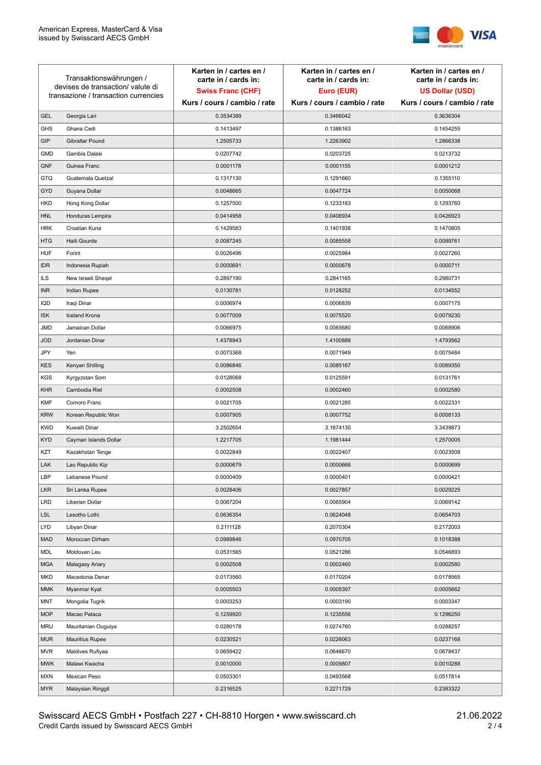| Transaktionswährungen / devises de transaction/ valute di transazione / transaction currencies | | Karten in / cartes en / carte in / cards in: **Swiss Franc (CHF)** Kurs / cours / cambio / rate | Karten in / cartes en / carte in / cards in: **Euro (EUR)** Kurs / cours / cambio / rate | Karten in / cartes en / carte in / cards in: **US Dollar (USD)** Kurs / cours / cambio / rate |
|---|---|---|---|---|
| GEL | Georgia Lari | 0.3534389 | 0.3466042 | 0.3636304 |
| GHS | Ghana Cedi | 0.1413497 | 0.1386163 | 0.1454255 |
| GIP | Gibraltar Pound | 1.2505733 | 1.2263902 | 1.2866338 |
| GMD | Gambia Dalasi | 0.0207742 | 0.0203725 | 0.0213732 |
| GNF | Guinea Franc | 0.0001178 | 0.0001155 | 0.0001212 |
| GTQ | Guatemala Quetzal | 0.1317130 | 0.1291660 | 0.1355110 |
| GYD | Guyana Dollar | 0.0048665 | 0.0047724 | 0.0050068 |
| HKD | Hong Kong Dollar | 0.1257500 | 0.1233183 | 0.1293760 |
| HNL | Honduras Lempira | 0.0414958 | 0.0406934 | 0.0426923 |
| HRK | Croatian Kuna | 0.1429583 | 0.1401938 | 0.1470805 |
| HTG | Haiti Gourde | 0.0087245 | 0.0085558 | 0.0089761 |
| HUF | Forint | 0.0026496 | 0.0025984 | 0.0027260 |
| IDR | Indonesia Rupiah | 0.0000691 | 0.0000678 | 0.0000711 |
| ILS | New Israeli Sheqel | 0.2897190 | 0.2841165 | 0.2980731 |
| INR | Indian Rupee | 0.0130781 | 0.0128252 | 0.0134552 |
| IQD | Iraqi Dinar | 0.0006974 | 0.0006839 | 0.0007175 |
| ISK | Iceland Krona | 0.0077009 | 0.0075520 | 0.0079230 |
| JMD | Jamaican Dollar | 0.0066975 | 0.0065680 | 0.0068906 |
| JOD | Jordanian Dinar | 1.4378943 | 1.4100888 | 1.4793562 |
| JPY | Yen | 0.0073368 | 0.0071949 | 0.0075484 |
| KES | Kenyan Shilling | 0.0086846 | 0.0085167 | 0.0089350 |
| KGS | Kyrgyzstan Som | 0.0128068 | 0.0125591 | 0.0131761 |
| KHR | Cambodia Riel | 0.0002508 | 0.0002460 | 0.0002580 |
| KMF | Comoro Franc | 0.0021705 | 0.0021285 | 0.0022331 |
| KRW | Korean Republic Won | 0.0007905 | 0.0007752 | 0.0008133 |
| KWD | Kuwaiti Dinar | 3.2502654 | 3.1874130 | 3.3439873 |
| KYD | Cayman Islands Dollar | 1.2217705 | 1.1981444 | 1.2570005 |
| KZT | Kazakhstan Tenge | 0.0022849 | 0.0022407 | 0.0023508 |
| LAK | Lao Republic Kip | 0.0000679 | 0.0000666 | 0.0000699 |
| LBP | Lebanese Pound | 0.0000409 | 0.0000401 | 0.0000421 |
| LKR | Sri Lanka Rupee | 0.0028406 | 0.0027857 | 0.0029225 |
| LRD | Liberian Dollar | 0.0067204 | 0.0065904 | 0.0069142 |
| LSL | Lesotho Lothi | 0.0636354 | 0.0624048 | 0.0654703 |
| LYD | Libyan Dinar | 0.2111128 | 0.2070304 | 0.2172003 |
| MAD | Moroccan Dirham | 0.0989846 | 0.0970705 | 0.1018388 |
| MDL | Moldovan Leu | 0.0531565 | 0.0521286 | 0.0546893 |
| MGA | Malagasy Ariary | 0.0002508 | 0.0002460 | 0.0002580 |
| MKD | Macedonia Denar | 0.0173560 | 0.0170204 | 0.0178565 |
| MMK | Myanmar Kyat | 0.0005503 | 0.0005397 | 0.0005662 |
| MNT | Mongolia Tugrik | 0.0003253 | 0.0003190 | 0.0003347 |
| MOP | Macao Pataca | 0.1259920 | 0.1235556 | 0.1296250 |
| MRU | Mauritanian Ouguiya | 0.0280178 | 0.0274760 | 0.0288257 |
| MUR | Mauritius Rupee | 0.0230521 | 0.0226063 | 0.0237168 |
| MVR | Maldives Rufiyaa | 0.0659422 | 0.0646670 | 0.0678437 |
| MWK | Malawi Kwacha | 0.0010000 | 0.0009807 | 0.0010288 |
| MXN | Mexican Peso | 0.0503301 | 0.0493568 | 0.0517814 |
| MYR | Malaysian Ringgit | 0.2316525 | 0.2271729 | 0.2383322 |

Swisscard AECS GmbH • Postfach 227 • CH-8810 Horgen • www.swisscard.ch
Credit Cards issued by Swisscard AECS GmbH

21.06.2022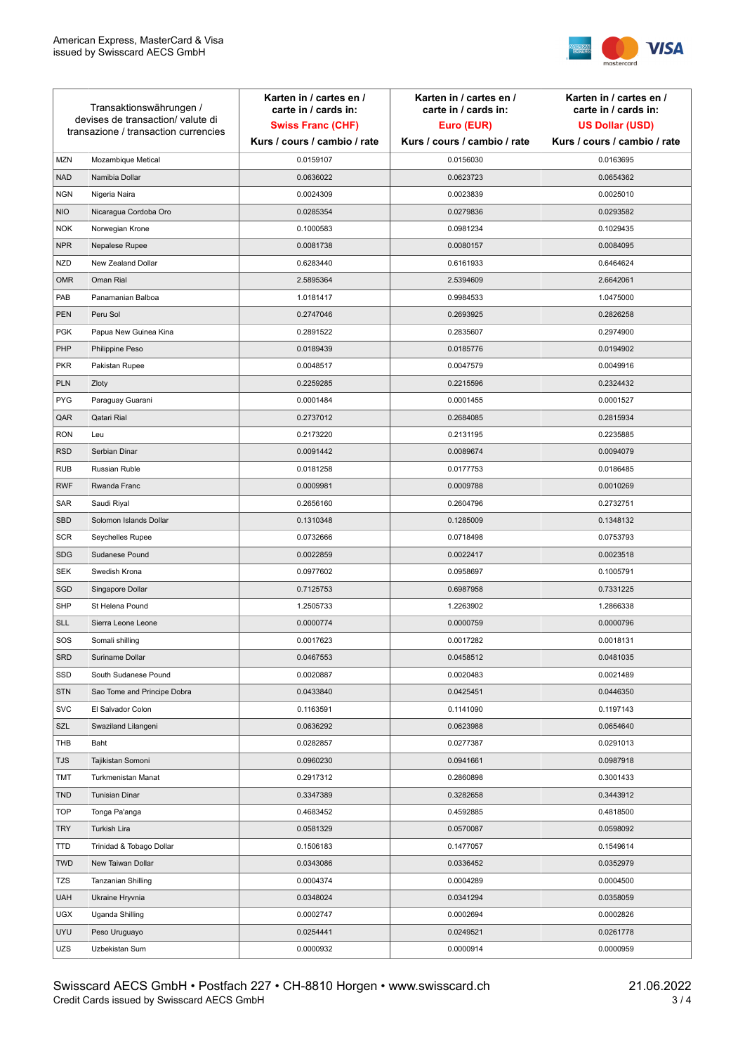| Transaktionswährungen / devises de transaction/ valute di transazione / transaction currencies | | Karten in / cartes en / carte in / cards in: **Swiss Franc (CHF)** Kurs / cours / cambio / rate | Karten in / cartes en / carte in / cards in: **Euro (EUR)** Kurs / cours / cambio / rate | Karten in / cartes en / carte in / cards in: **US Dollar (USD)** Kurs / cours / cambio / rate |
|---|---|---|---|---|
| MZN | Mozambique Metical | 0.0159107 | 0.0156030 | 0.0163695 |
| NAD | Namibia Dollar | 0.0636022 | 0.0623723 | 0.0654362 |
| NGN | Nigeria Naira | 0.0024309 | 0.0023839 | 0.0025010 |
| NIO | Nicaragua Cordoba Oro | 0.0285354 | 0.0279836 | 0.0293582 |
| NOK | Norwegian Krone | 0.1000583 | 0.0981234 | 0.1029435 |
| NPR | Nepalese Rupee | 0.0081738 | 0.0080157 | 0.0084095 |
| NZD | New Zealand Dollar | 0.6283440 | 0.6161933 | 0.6464624 |
| OMR | Oman Rial | 2.5895364 | 2.5394609 | 2.6642061 |
| PAB | Panamanian Balboa | 1.0181417 | 0.9984533 | 1.0475000 |
| PEN | Peru Sol | 0.2747046 | 0.2693925 | 0.2826258 |
| PGK | Papua New Guinea Kina | 0.2891522 | 0.2835607 | 0.2974900 |
| PHP | Philippine Peso | 0.0189439 | 0.0185776 | 0.0194902 |
| PKR | Pakistan Rupee | 0.0048517 | 0.0047579 | 0.0049916 |
| PLN | Zloty | 0.2259285 | 0.2215596 | 0.2324432 |
| PYG | Paraguay Guarani | 0.0001484 | 0.0001455 | 0.0001527 |
| QAR | Qatari Rial | 0.2737012 | 0.2684085 | 0.2815934 |
| RON | Leu | 0.2173220 | 0.2131195 | 0.2235885 |
| RSD | Serbian Dinar | 0.0091442 | 0.0089674 | 0.0094079 |
| RUB | Russian Ruble | 0.0181258 | 0.0177753 | 0.0186485 |
| RWF | Rwanda Franc | 0.0009981 | 0.0009788 | 0.0010269 |
| SAR | Saudi Riyal | 0.2656160 | 0.2604796 | 0.2732751 |
| SBD | Solomon Islands Dollar | 0.1310348 | 0.1285009 | 0.1348132 |
| SCR | Seychelles Rupee | 0.0732666 | 0.0718498 | 0.0753793 |
| SDG | Sudanese Pound | 0.0022859 | 0.0022417 | 0.0023518 |
| SEK | Swedish Krona | 0.0977602 | 0.0958697 | 0.1005791 |
| SGD | Singapore Dollar | 0.7125753 | 0.6987958 | 0.7331225 |
| SHP | St Helena Pound | 1.2505733 | 1.2263902 | 1.2866338 |
| SLL | Sierra Leone Leone | 0.0000774 | 0.0000759 | 0.0000796 |
| SOS | Somali shilling | 0.0017623 | 0.0017282 | 0.0018131 |
| SRD | Suriname Dollar | 0.0467553 | 0.0458512 | 0.0481035 |
| SSD | South Sudanese Pound | 0.0020887 | 0.0020483 | 0.0021489 |
| STN | Sao Tome and Principe Dobra | 0.0433840 | 0.0425451 | 0.0446350 |
| SVC | El Salvador Colon | 0.1163591 | 0.1141090 | 0.1197143 |
| SZL | Swaziland Lilangeni | 0.0636292 | 0.0623988 | 0.0654640 |
| THB | Baht | 0.0282857 | 0.0277387 | 0.0291013 |
| TJS | Tajikistan Somoni | 0.0960230 | 0.0941661 | 0.0987918 |
| TMT | Turkmenistan Manat | 0.2917312 | 0.2860898 | 0.3001433 |
| TND | Tunisian Dinar | 0.3347389 | 0.3282658 | 0.3443912 |
| TOP | Tonga Pa'anga | 0.4683452 | 0.4592885 | 0.4818500 |
| TRY | Turkish Lira | 0.0581329 | 0.0570087 | 0.0598092 |
| TTD | Trinidad & Tobago Dollar | 0.1506183 | 0.1477057 | 0.1549614 |
| TWD | New Taiwan Dollar | 0.0343086 | 0.0336452 | 0.0352979 |
| TZS | Tanzanian Shilling | 0.0004374 | 0.0004289 | 0.0004500 |
| UAH | Ukraine Hryvnia | 0.0348024 | 0.0341294 | 0.0358059 |
| UGX | Uganda Shilling | 0.0002747 | 0.0002694 | 0.0002826 |
| UYU | Peso Uruguayo | 0.0254441 | 0.0249521 | 0.0261778 |
| UZS | Uzbekistan Sum | 0.0000932 | 0.0000914 | 0.0000959 |

Swisscard AECS GmbH • Postfach 227 • CH-8810 Horgen • www.swisscard.ch
Credit Cards issued by Swisscard AECS GmbH

21.06.2022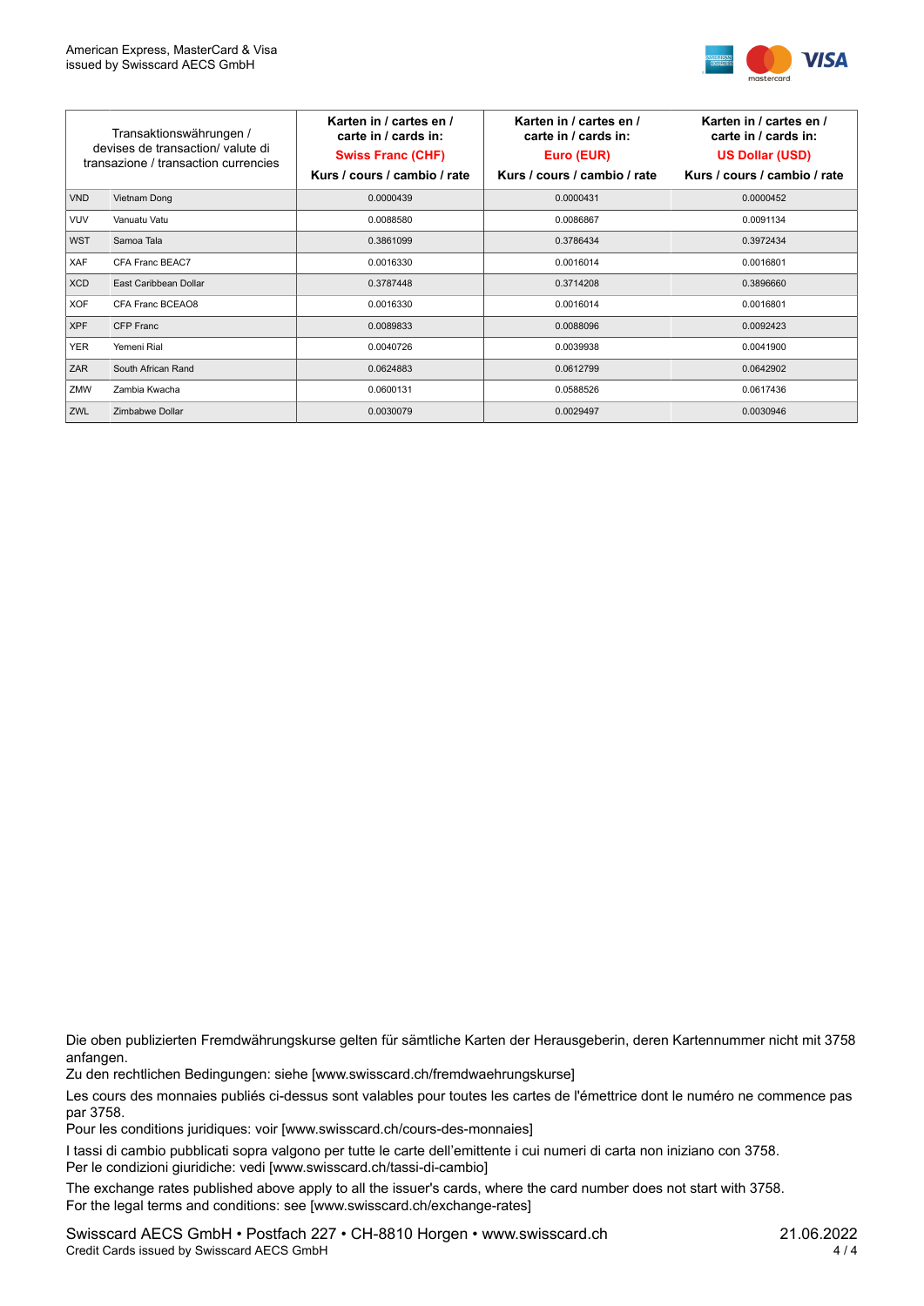| Transaktionswährungen / devises de transaction/ valute di transazione / transaction currencies | | Karten in / cartes en / carte in / cards in: **Swiss Franc (CHF)** Kurs / cours / cambio / rate | Karten in / cartes en / carte in / cards in: **Euro (EUR)** Kurs / cours / cambio / rate | Karten in / cartes en / carte in / cards in: **US Dollar (USD)** Kurs / cours / cambio / rate |
|---|---|---|---|---|
| VND | Vietnam Dong | 0.0000439 | 0.0000431 | 0.0000452 |
| VUV | Vanuatu Vatu | 0.0088580 | 0.0086867 | 0.0091134 |
| WST | Samoa Tala | 0.3861099 | 0.3786434 | 0.3972434 |
| XAF | CFA Franc BEAC7 | 0.0016330 | 0.0016014 | 0.0016801 |
| XCD | East Caribbean Dollar | 0.3787448 | 0.3714208 | 0.3896660 |
| XOF | CFA Franc BCEAO8 | 0.0016330 | 0.0016014 | 0.0016801 |
| XPF | CFP Franc | 0.0089833 | 0.0088096 | 0.0092423 |
| YER | Yemeni Rial | 0.0040726 | 0.0039938 | 0.0041900 |
| ZAR | South African Rand | 0.0624883 | 0.0612799 | 0.0642902 |
| ZMW | Zambia Kwacha | 0.0600131 | 0.0588526 | 0.0617436 |
| ZWL | Zimbabwe Dollar | 0.0030079 | 0.0029497 | 0.0030946 |

Die oben publizierten Fremdwährungskurse gelten für sämtliche Karten der Herausgeberin, deren Kartennummer nicht mit 3758 anfangen.
Zu den rechtlichen Bedingungen: siehe [www.swisscard.ch/fremdwaehrungskurse]

Les cours des monnaies publiés ci-dessus sont valables pour toutes les cartes de l'émettrice dont le numéro ne commence pas par 3758.
Pour les conditions juridiques: voir [www.swisscard.ch/cours-des-monnaies]

I tassi di cambio pubblicati sopra valgono per tutte le carte dell'emittente i cui numeri di carta non iniziano con 3758.
Per le condizioni giuridiche: vedi [www.swisscard.ch/tassi-di-cambio]

The exchange rates published above apply to all the issuer's cards, where the card number does not start with 3758.
For the legal terms and conditions: see [www.swisscard.ch/exchange-rates]

Swisscard AECS GmbH • Postfach 227 • CH-8810 Horgen • www.swisscard.ch
Credit Cards issued by Swisscard AECS GmbH

21.06.2022